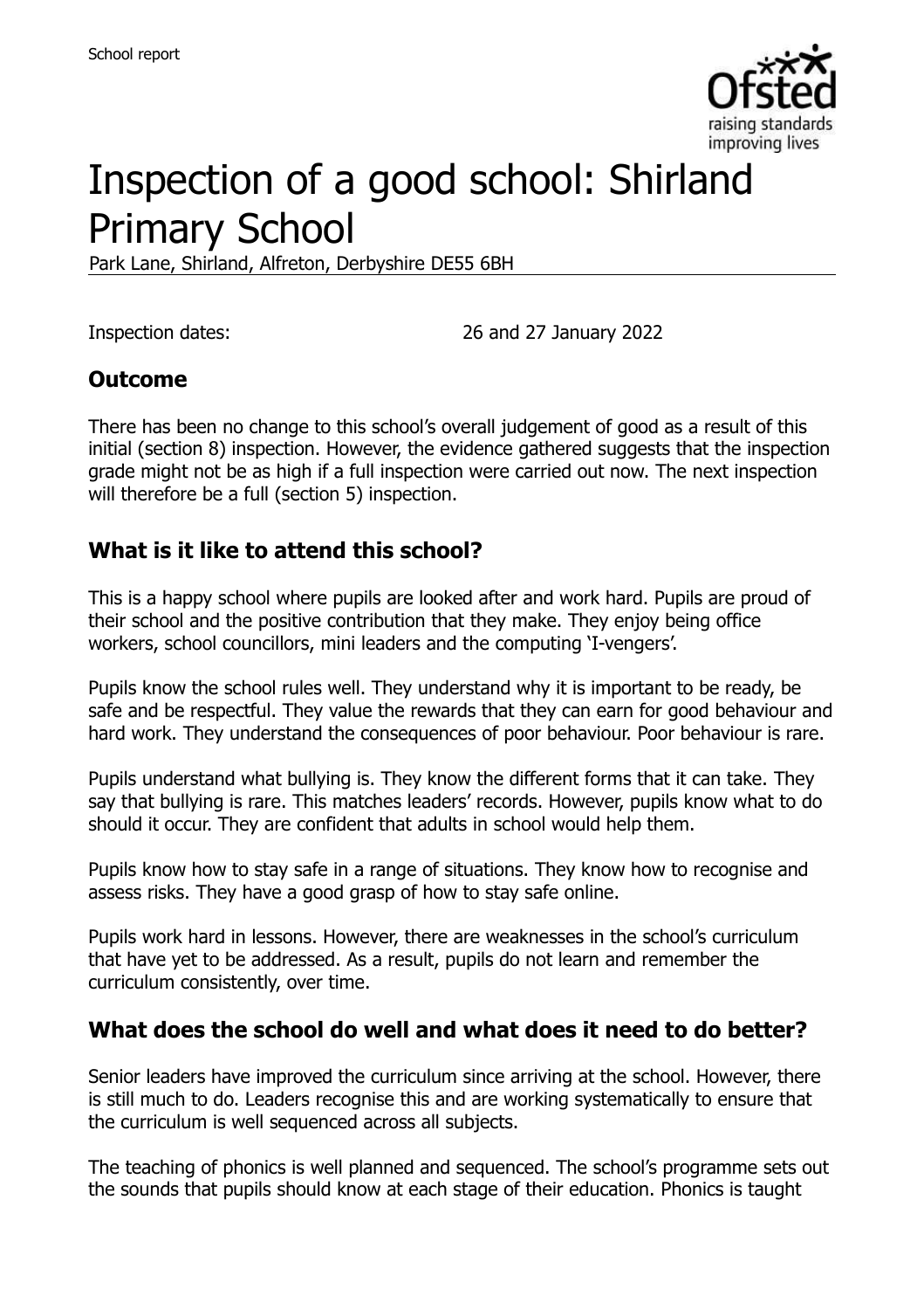# Inspection of a good school: Shirland Primary School

Park Lane, Shirland, Alfreton, Derbyshire DE55 6BH

Inspection dates: 26 and 27 January 2022

## Outcome

There has been no change to this school's overall judgement of good as a result of this initial (section 8) inspection. However, the evidence gathered suggests that the inspection grade might not be as high if a full inspection were carried out now. The next inspection will therefore be a full (section 5) inspection.

## What is it like to attend this school?

This is a happy school where pupils are looked after and work hard. Pupils are proud of their school and the positive contribution that they make. They enjoy being office workers, school councillors, mini leaders and the computing 'I-vengers'.

Pupils know the school rules well. They understand why it is important to be ready, be safe and be respectful. They value the rewards that they can earn for good behaviour and hard work. They understand the consequences of poor behaviour. Poor behaviour is rare.

Pupils understand what bullying is. They know the different forms that it can take. They say that bullying is rare. This matches leaders' records. However, pupils know what to do should it occur. They are confident that adults in school would help them.

Pupils know how to stay safe in a range of situations. They know how to recognise and assess risks. They have a good grasp of how to stay safe online.

Pupils work hard in lessons. However, there are weaknesses in the school's curriculum that have yet to be addressed. As a result, pupils do not learn and remember the curriculum consistently, over time.

## What does the school do well and what does it need to do better?

Senior leaders have improved the curriculum since arriving at the school. However, there is still much to do. Leaders recognise this and are working systematically to ensure that the curriculum is well sequenced across all subjects.

The teaching of phonics is well planned and sequenced. The school's programme sets out the sounds that pupils should know at each stage of their education. Phonics is taught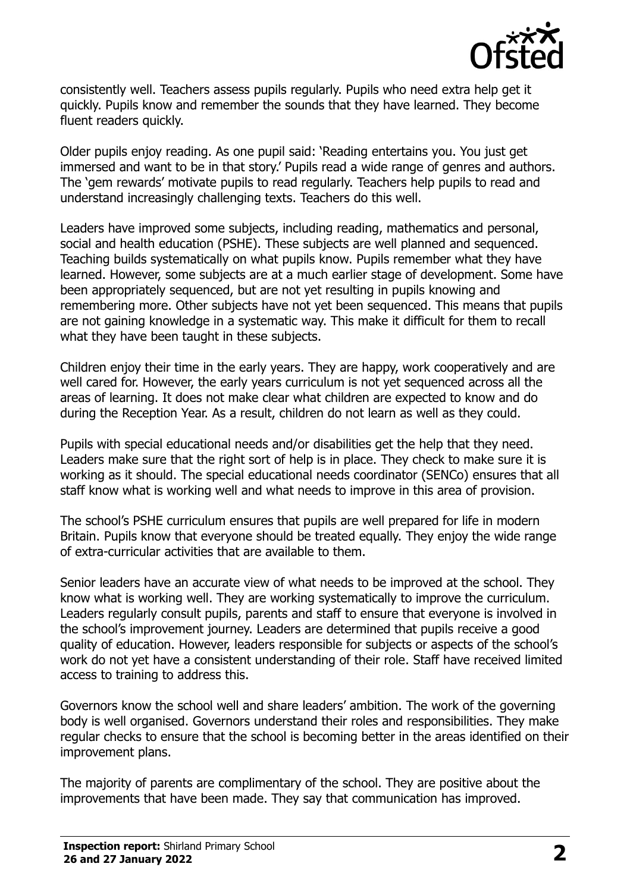consistently well. Teachers assess pupils regularly. Pupils who need extra help get it quickly. Pupils know and remember the sounds that they have learned. They become fluent readers quickly.

Older pupils enjoy reading. As one pupil said: 'Reading entertains you. You just get immersed and want to be in that story.' Pupils read a wide range of genres and authors. The 'gem rewards' motivate pupils to read regularly. Teachers help pupils to read and understand increasingly challenging texts. Teachers do this well.

Leaders have improved some subjects, including reading, mathematics and personal, social and health education (PSHE). These subjects are well planned and sequenced. Teaching builds systematically on what pupils know. Pupils remember what they have learned. However, some subjects are at a much earlier stage of development. Some have been appropriately sequenced, but are not yet resulting in pupils knowing and remembering more. Other subjects have not yet been sequenced. This means that pupils are not gaining knowledge in a systematic way. This make it difficult for them to recall what they have been taught in these subjects.

Children enjoy their time in the early years. They are happy, work cooperatively and are well cared for. However, the early years curriculum is not yet sequenced across all the areas of learning. It does not make clear what children are expected to know and do during the Reception Year. As a result, children do not learn as well as they could.

Pupils with special educational needs and/or disabilities get the help that they need. Leaders make sure that the right sort of help is in place. They check to make sure it is working as it should. The special educational needs coordinator (SENCo) ensures that all staff know what is working well and what needs to improve in this area of provision.

The school's PSHE curriculum ensures that pupils are well prepared for life in modern Britain. Pupils know that everyone should be treated equally. They enjoy the wide range of extra-curricular activities that are available to them.

Senior leaders have an accurate view of what needs to be improved at the school. They know what is working well. They are working systematically to improve the curriculum. Leaders regularly consult pupils, parents and staff to ensure that everyone is involved in the school's improvement journey. Leaders are determined that pupils receive a good quality of education. However, leaders responsible for subjects or aspects of the school's work do not yet have a consistent understanding of their role. Staff have received limited access to training to address this.

Governors know the school well and share leaders' ambition. The work of the governing body is well organised. Governors understand their roles and responsibilities. They make regular checks to ensure that the school is becoming better in the areas identified on their improvement plans.

The majority of parents are complimentary of the school. They are positive about the improvements that have been made. They say that communication has improved.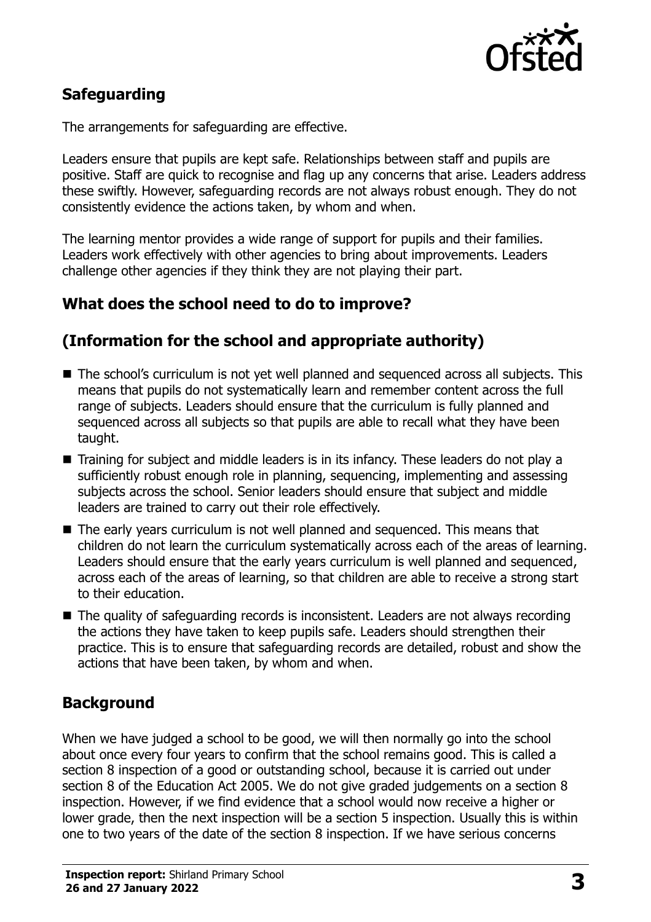## Safeguarding

The arrangements for safeguarding are effective.

Leaders ensure that pupils are kept safe. Relationships between staff and pupils are positive. Staff are quick to recognise and flag up any concerns that arise. Leaders address these swiftly. However, safeguarding records are not always robust enough. They do not consistently evidence the actions taken, by whom and when.

The learning mentor provides a wide range of support for pupils and their families. Leaders work effectively with other agencies to bring about improvements. Leaders challenge other agencies if they think they are not playing their part.

## What does the school need to do to improve?

## (Information for the school and appropriate authority)

- The school's curriculum is not yet well planned and sequenced across all subjects. This means that pupils do not systematically learn and remember content across the full range of subjects. Leaders should ensure that the curriculum is fully planned and sequenced across all subjects so that pupils are able to recall what they have been taught.
- Training for subject and middle leaders is in its infancy. These leaders do not play a sufficiently robust enough role in planning, sequencing, implementing and assessing subjects across the school. Senior leaders should ensure that subject and middle leaders are trained to carry out their role effectively.
- The early years curriculum is not well planned and sequenced. This means that children do not learn the curriculum systematically across each of the areas of learning. Leaders should ensure that the early years curriculum is well planned and sequenced, across each of the areas of learning, so that children are able to receive a strong start to their education.
- The quality of safeguarding records is inconsistent. Leaders are not always recording the actions they have taken to keep pupils safe. Leaders should strengthen their practice. This is to ensure that safeguarding records are detailed, robust and show the actions that have been taken, by whom and when.

## Background

When we have judged a school to be good, we will then normally go into the school about once every four years to confirm that the school remains good. This is called a section 8 inspection of a good or outstanding school, because it is carried out under section 8 of the Education Act 2005. We do not give graded judgements on a section 8 inspection. However, if we find evidence that a school would now receive a higher or lower grade, then the next inspection will be a section 5 inspection. Usually this is within one to two years of the date of the section 8 inspection. If we have serious concerns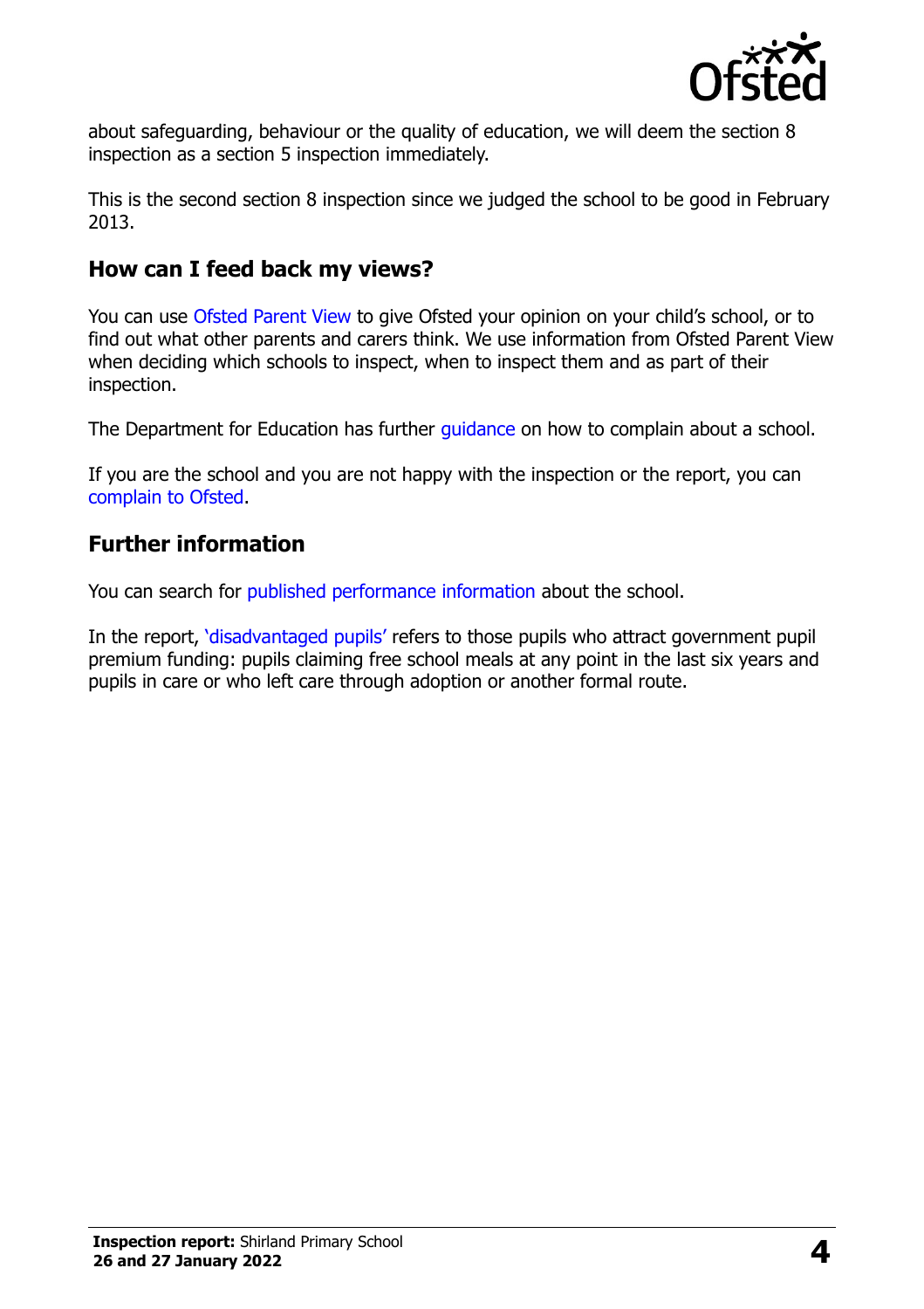about safeguarding, behaviour or the quality of education, we will deem the section 8 inspection as a section 5 inspection immediately.

This is the second section 8 inspection since we judged the school to be good in February 2013.

## How can I feed back my views?

You can use Ofsted Parent View to give Ofsted your opinion on your child's school, or to find out what other parents and carers think. We use information from Ofsted Parent View when deciding which schools to inspect, when to inspect them and as part of their inspection.

The Department for Education has further guidance on how to complain about a school.

If you are the school and you are not happy with the inspection or the report, you can complain to Ofsted.

## Further information

You can search for published performance information about the school.

In the report, 'disadvantaged pupils' refers to those pupils who attract government pupil premium funding: pupils claiming free school meals at any point in the last six years and pupils in care or who left care through adoption or another formal route.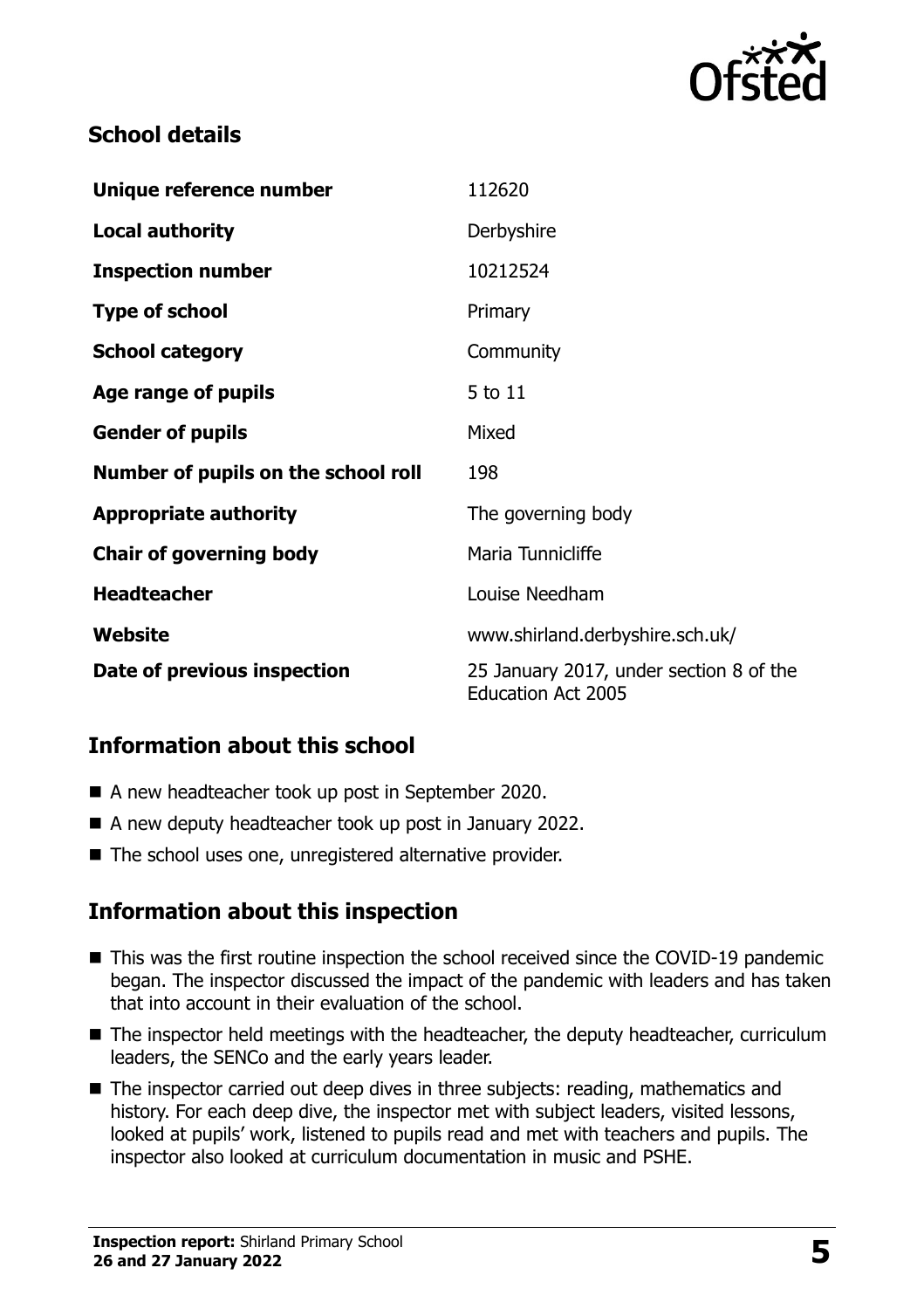## School details

| | |
|---|---|
| **Unique reference number** | 112620 |
| **Local authority** | Derbyshire |
| **Inspection number** | 10212524 |
| **Type of school** | Primary |
| **School category** | Community |
| **Age range of pupils** | 5 to 11 |
| **Gender of pupils** | Mixed |
| **Number of pupils on the school roll** | 198 |
| **Appropriate authority** | The governing body |
| **Chair of governing body** | Maria Tunnicliffe |
| **Headteacher** | Louise Needham |
| **Website** | www.shirland.derbyshire.sch.uk/ |
| **Date of previous inspection** | 25 January 2017, under section 8 of the Education Act 2005 |

## Information about this school

- A new headteacher took up post in September 2020.
- A new deputy headteacher took up post in January 2022.
- The school uses one, unregistered alternative provider.

## Information about this inspection

- This was the first routine inspection the school received since the COVID-19 pandemic began. The inspector discussed the impact of the pandemic with leaders and has taken that into account in their evaluation of the school.
- The inspector held meetings with the headteacher, the deputy headteacher, curriculum leaders, the SENCo and the early years leader.
- The inspector carried out deep dives in three subjects: reading, mathematics and history. For each deep dive, the inspector met with subject leaders, visited lessons, looked at pupils' work, listened to pupils read and met with teachers and pupils. The inspector also looked at curriculum documentation in music and PSHE.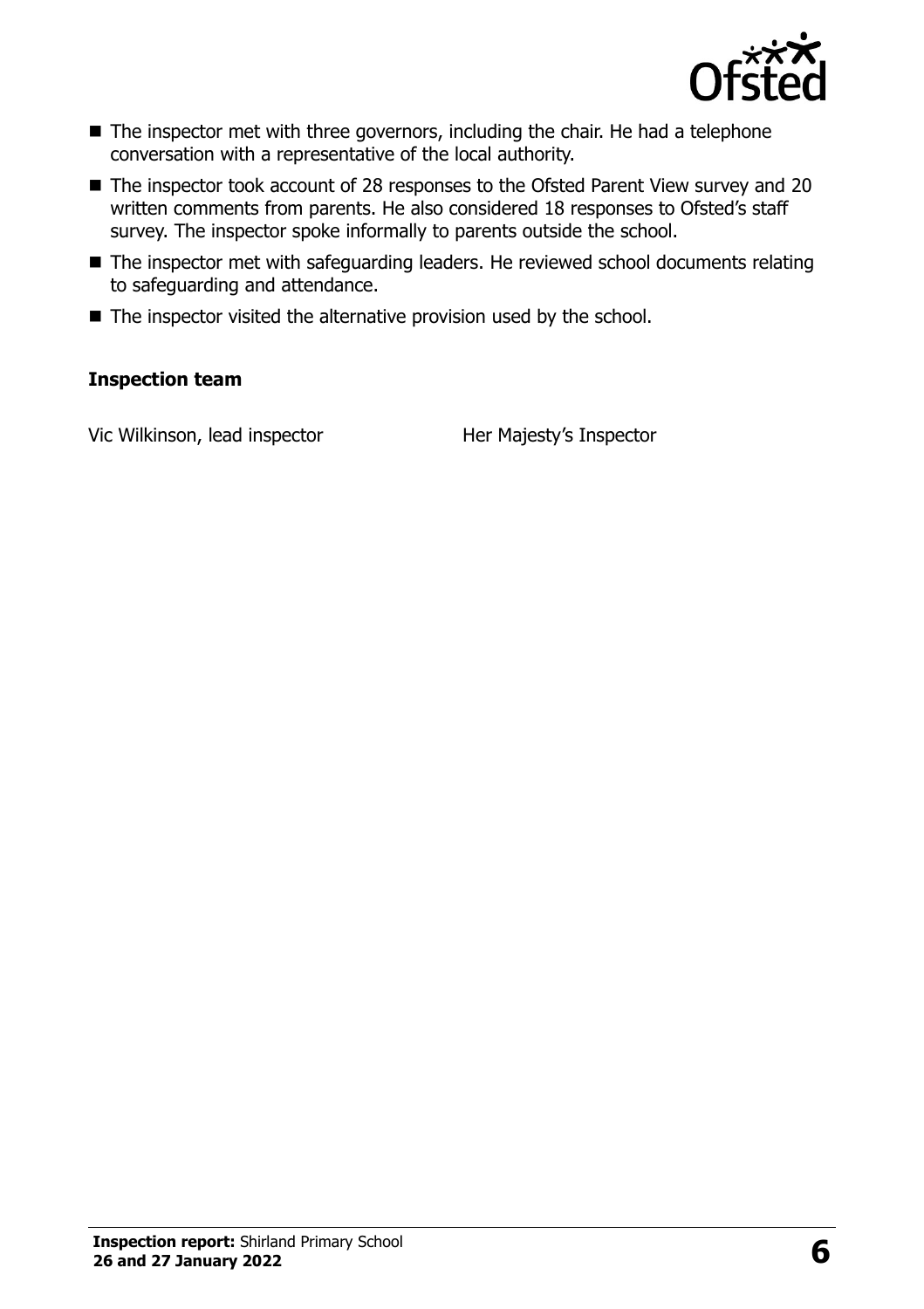- The inspector met with three governors, including the chair. He had a telephone conversation with a representative of the local authority.
- The inspector took account of 28 responses to the Ofsted Parent View survey and 20 written comments from parents. He also considered 18 responses to Ofsted's staff survey. The inspector spoke informally to parents outside the school.
- The inspector met with safeguarding leaders. He reviewed school documents relating to safeguarding and attendance.
- The inspector visited the alternative provision used by the school.

### Inspection team

| | |
|---|---|
| Vic Wilkinson, lead inspector | Her Majesty's Inspector |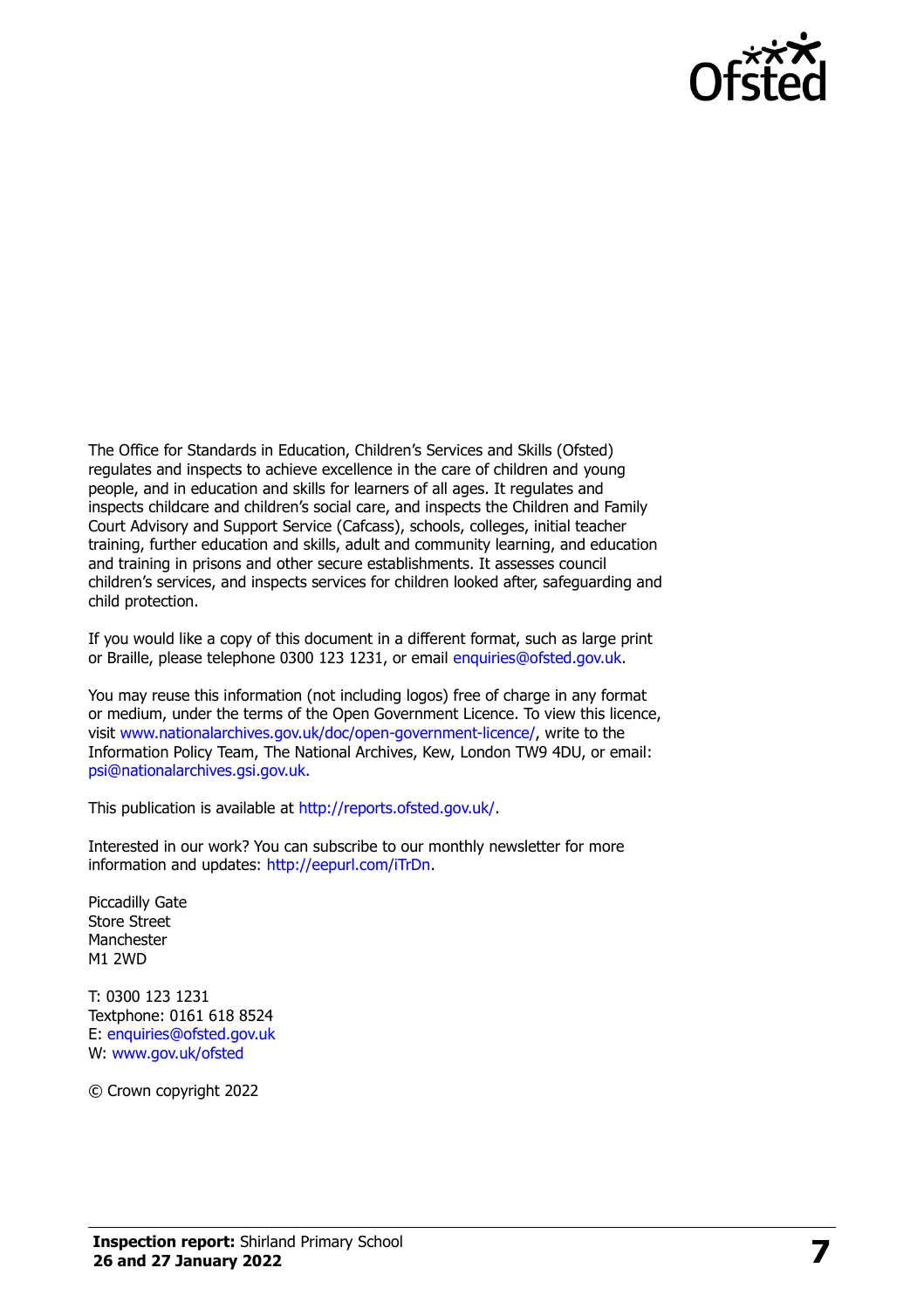The Office for Standards in Education, Children's Services and Skills (Ofsted) regulates and inspects to achieve excellence in the care of children and young people, and in education and skills for learners of all ages. It regulates and inspects childcare and children's social care, and inspects the Children and Family Court Advisory and Support Service (Cafcass), schools, colleges, initial teacher training, further education and skills, adult and community learning, and education and training in prisons and other secure establishments. It assesses council children's services, and inspects services for children looked after, safeguarding and child protection.

If you would like a copy of this document in a different format, such as large print or Braille, please telephone 0300 123 1231, or email enquiries@ofsted.gov.uk.

You may reuse this information (not including logos) free of charge in any format or medium, under the terms of the Open Government Licence. To view this licence, visit www.nationalarchives.gov.uk/doc/open-government-licence/, write to the Information Policy Team, The National Archives, Kew, London TW9 4DU, or email: psi@nationalarchives.gsi.gov.uk.

This publication is available at http://reports.ofsted.gov.uk/.

Interested in our work? You can subscribe to our monthly newsletter for more information and updates: http://eepurl.com/iTrDn.

Piccadilly Gate
Store Street
Manchester
M1 2WD

T: 0300 123 1231
Textphone: 0161 618 8524
E: enquiries@ofsted.gov.uk
W: www.gov.uk/ofsted

© Crown copyright 2022